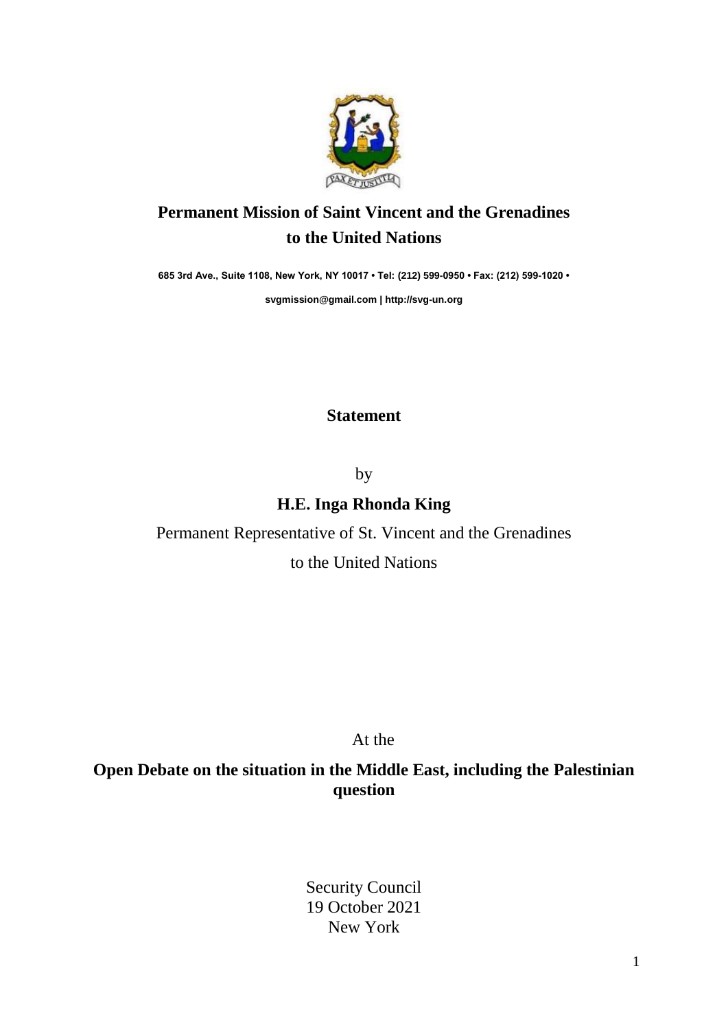**Permanent Mission of Saint Vincent and the Grenadines to the United Nations**

**685 3rd Ave., Suite 1108, New York, NY 10017 • Tel: (212) 599-0950 • Fax: (212) 599-1020 •**

**svgmission@gmail.com | http://svg-un.org**

**Statement**

by

**H.E. Inga Rhonda King**

Permanent Representative of St. Vincent and the Grenadines

to the United Nations

At the

**Open Debate on the situation in the Middle East, including the Palestinian question**

Security Council
19 October 2021
New York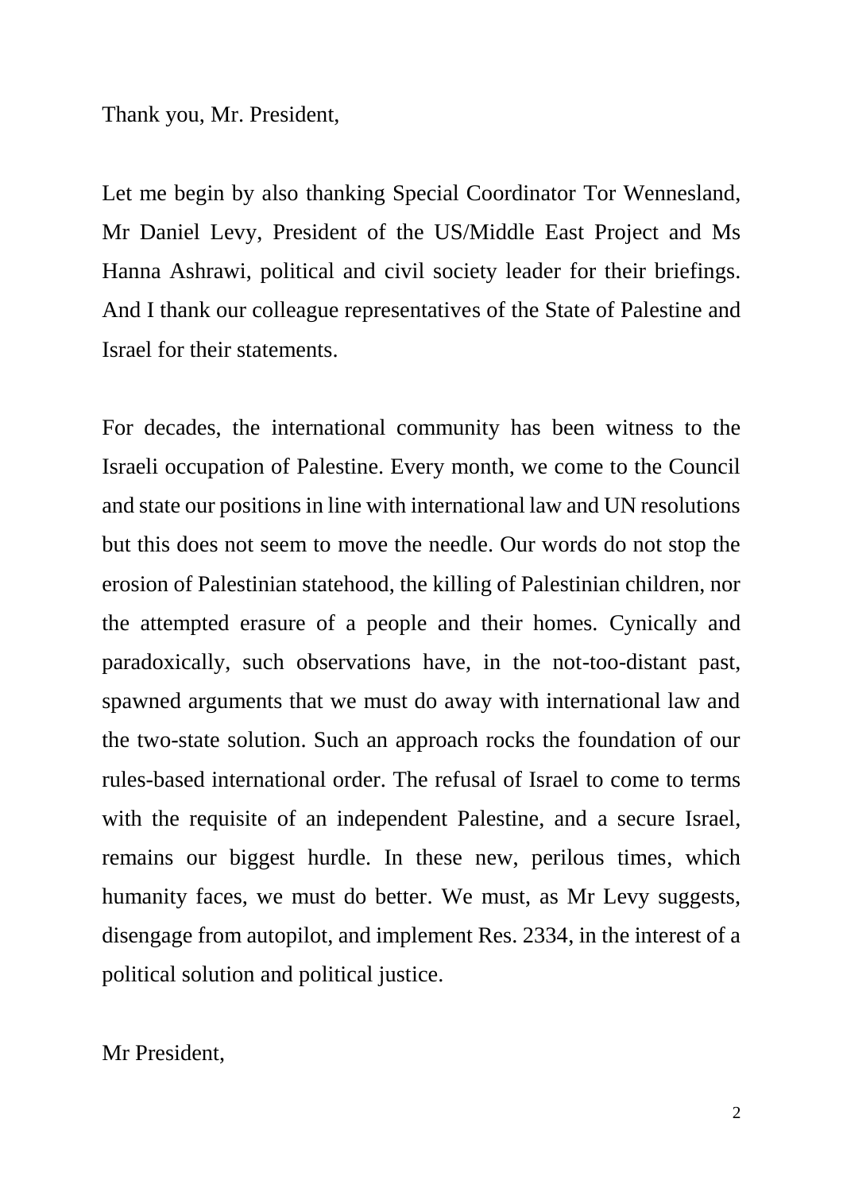Thank you, Mr. President,

Let me begin by also thanking Special Coordinator Tor Wennesland, Mr Daniel Levy, President of the US/Middle East Project and Ms Hanna Ashrawi, political and civil society leader for their briefings. And I thank our colleague representatives of the State of Palestine and Israel for their statements.

For decades, the international community has been witness to the Israeli occupation of Palestine. Every month, we come to the Council and state our positions in line with international law and UN resolutions but this does not seem to move the needle. Our words do not stop the erosion of Palestinian statehood, the killing of Palestinian children, nor the attempted erasure of a people and their homes. Cynically and paradoxically, such observations have, in the not-too-distant past, spawned arguments that we must do away with international law and the two-state solution. Such an approach rocks the foundation of our rules-based international order. The refusal of Israel to come to terms with the requisite of an independent Palestine, and a secure Israel, remains our biggest hurdle. In these new, perilous times, which humanity faces, we must do better. We must, as Mr Levy suggests, disengage from autopilot, and implement Res. 2334, in the interest of a political solution and political justice.

Mr President,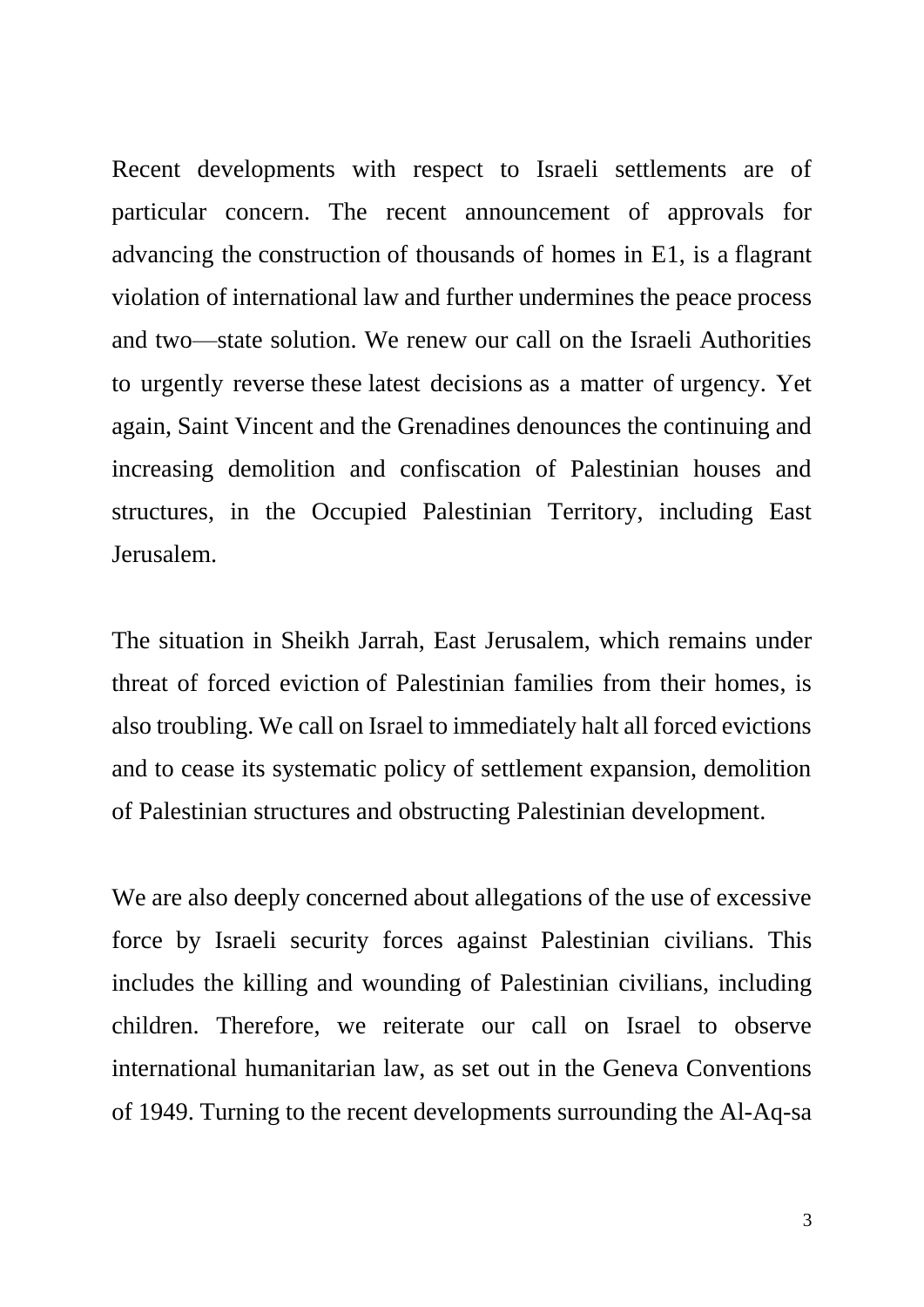Recent developments with respect to Israeli settlements are of particular concern. The recent announcement of approvals for advancing the construction of thousands of homes in E1, is a flagrant violation of international law and further undermines the peace process and two—state solution. We renew our call on the Israeli Authorities to urgently reverse these latest decisions as a matter of urgency. Yet again, Saint Vincent and the Grenadines denounces the continuing and increasing demolition and confiscation of Palestinian houses and structures, in the Occupied Palestinian Territory, including East Jerusalem.

The situation in Sheikh Jarrah, East Jerusalem, which remains under threat of forced eviction of Palestinian families from their homes, is also troubling. We call on Israel to immediately halt all forced evictions and to cease its systematic policy of settlement expansion, demolition of Palestinian structures and obstructing Palestinian development.

We are also deeply concerned about allegations of the use of excessive force by Israeli security forces against Palestinian civilians. This includes the killing and wounding of Palestinian civilians, including children. Therefore, we reiterate our call on Israel to observe international humanitarian law, as set out in the Geneva Conventions of 1949. Turning to the recent developments surrounding the Al-Aq-sa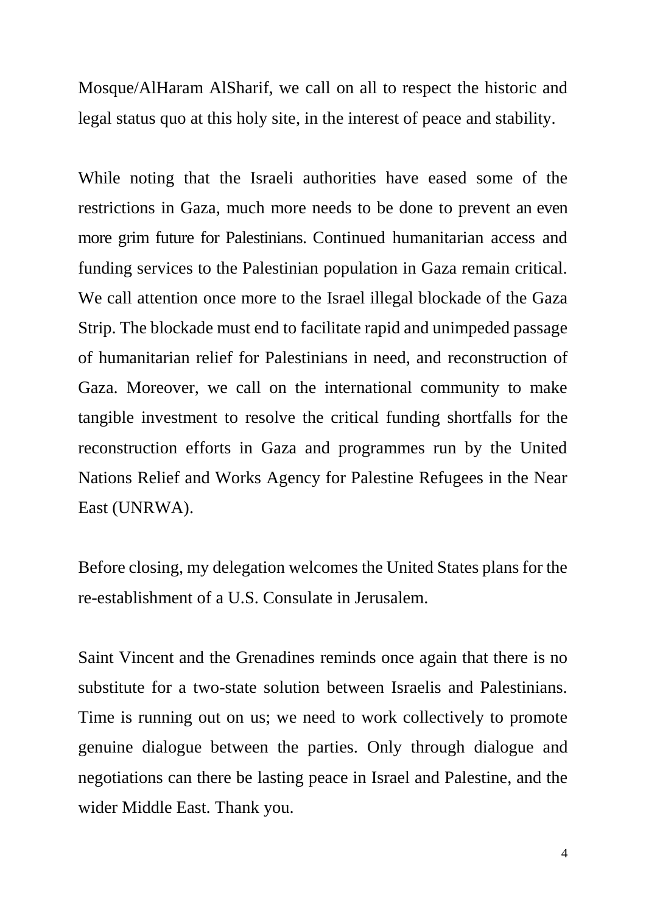Mosque/AlHaram AlSharif, we call on all to respect the historic and legal status quo at this holy site, in the interest of peace and stability.

While noting that the Israeli authorities have eased some of the restrictions in Gaza, much more needs to be done to prevent an even more grim future for Palestinians. Continued humanitarian access and funding services to the Palestinian population in Gaza remain critical. We call attention once more to the Israel illegal blockade of the Gaza Strip. The blockade must end to facilitate rapid and unimpeded passage of humanitarian relief for Palestinians in need, and reconstruction of Gaza. Moreover, we call on the international community to make tangible investment to resolve the critical funding shortfalls for the reconstruction efforts in Gaza and programmes run by the United Nations Relief and Works Agency for Palestine Refugees in the Near East (UNRWA).

Before closing, my delegation welcomes the United States plans for the re-establishment of a U.S. Consulate in Jerusalem.

Saint Vincent and the Grenadines reminds once again that there is no substitute for a two-state solution between Israelis and Palestinians. Time is running out on us; we need to work collectively to promote genuine dialogue between the parties. Only through dialogue and negotiations can there be lasting peace in Israel and Palestine, and the wider Middle East. Thank you.